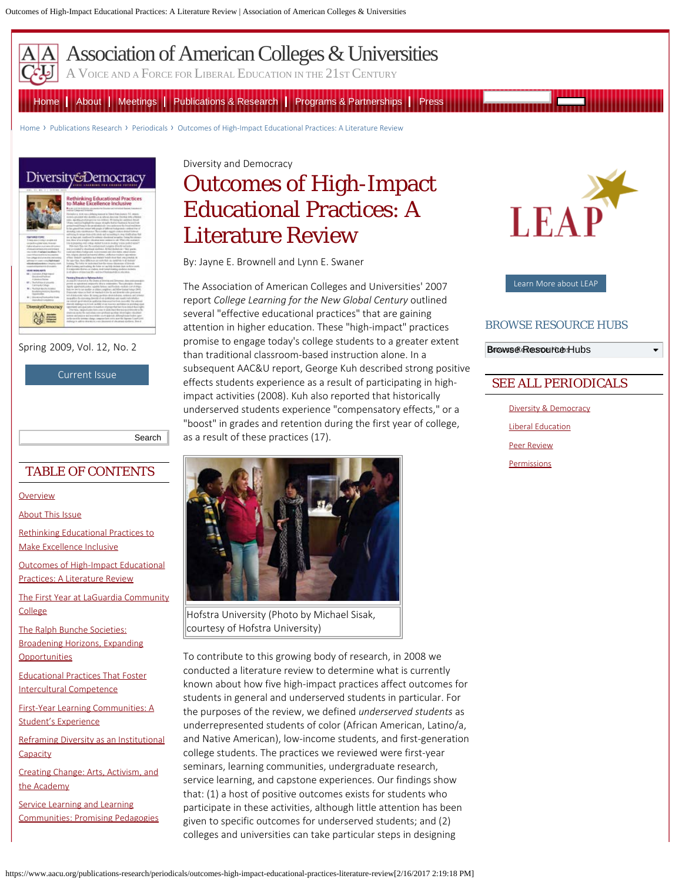Diversity and Democracy

# Outcomes of High-Impact Educational Practices: A Literature Review

By: Jayne E. Brownell and Lynn E. Swaner

The Association of American Colleges and Universities' 2007 report *College Learning for the New Global Century* outlined several "effective educational practices" that are gaining attention in higher education. These "high-impact" practices promise to engage today's college students to a greater extent than traditional classroom-based instruction alone. In a subsequent AAC&U report, George Kuh described strong positive effects students experience as a result of participating in high-impact activities (2008). Kuh also reported that historically underserved students experience "compensatory effects," or a "boost" in grades and retention during the first year of college, as a result of these practices (17).

Hofstra University (Photo by Michael Sisak, courtesy of Hofstra University)

To contribute to this growing body of research, in 2008 we conducted a literature review to determine what is currently known about how five high-impact practices affect outcomes for students in general and underserved students in particular. For the purposes of the review, we defined *underserved students* as underrepresented students of color (African American, Latino/a, and Native American), low-income students, and first-generation college students. The practices we reviewed were first-year seminars, learning communities, undergraduate research, service learning, and capstone experiences. Our findings show that: (1) a host of positive outcomes exists for students who participate in these activities, although little attention has been given to specific outcomes for underserved students; and (2) colleges and universities can take particular steps in designing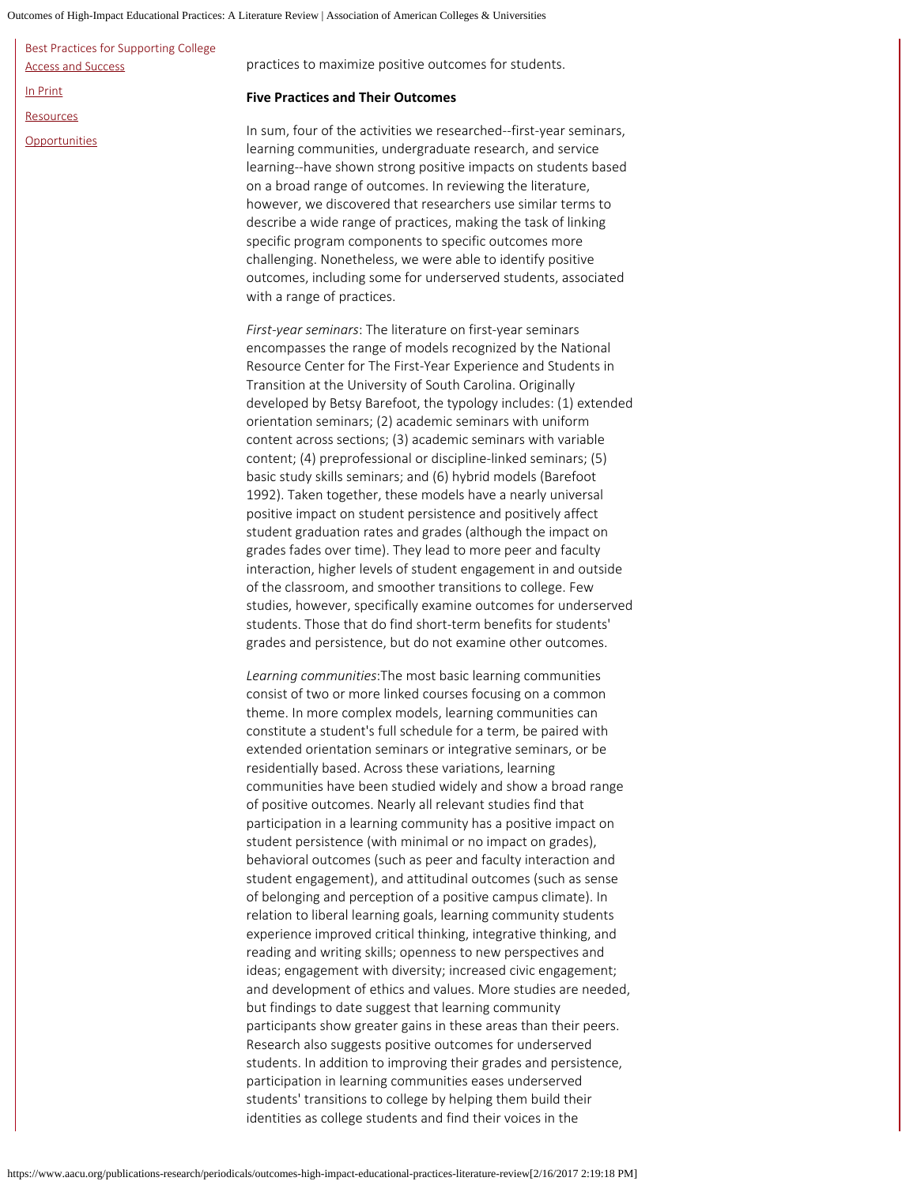practices to maximize positive outcomes for students.

**Five Practices and Their Outcomes**

In sum, four of the activities we researched--first-year seminars, learning communities, undergraduate research, and service learning--have shown strong positive impacts on students based on a broad range of outcomes. In reviewing the literature, however, we discovered that researchers use similar terms to describe a wide range of practices, making the task of linking specific program components to specific outcomes more challenging. Nonetheless, we were able to identify positive outcomes, including some for underserved students, associated with a range of practices.

*First-year seminars*: The literature on first-year seminars encompasses the range of models recognized by the National Resource Center for The First-Year Experience and Students in Transition at the University of South Carolina. Originally developed by Betsy Barefoot, the typology includes: (1) extended orientation seminars; (2) academic seminars with uniform content across sections; (3) academic seminars with variable content; (4) preprofessional or discipline-linked seminars; (5) basic study skills seminars; and (6) hybrid models (Barefoot 1992). Taken together, these models have a nearly universal positive impact on student persistence and positively affect student graduation rates and grades (although the impact on grades fades over time). They lead to more peer and faculty interaction, higher levels of student engagement in and outside of the classroom, and smoother transitions to college. Few studies, however, specifically examine outcomes for underserved students. Those that do find short-term benefits for students' grades and persistence, but do not examine other outcomes.

*Learning communities*:The most basic learning communities consist of two or more linked courses focusing on a common theme. In more complex models, learning communities can constitute a student's full schedule for a term, be paired with extended orientation seminars or integrative seminars, or be residentially based. Across these variations, learning communities have been studied widely and show a broad range of positive outcomes. Nearly all relevant studies find that participation in a learning community has a positive impact on student persistence (with minimal or no impact on grades), behavioral outcomes (such as peer and faculty interaction and student engagement), and attitudinal outcomes (such as sense of belonging and perception of a positive campus climate). In relation to liberal learning goals, learning community students experience improved critical thinking, integrative thinking, and reading and writing skills; openness to new perspectives and ideas; engagement with diversity; increased civic engagement; and development of ethics and values. More studies are needed, but findings to date suggest that learning community participants show greater gains in these areas than their peers. Research also suggests positive outcomes for underserved students. In addition to improving their grades and persistence, participation in learning communities eases underserved students' transitions to college by helping them build their identities as college students and find their voices in the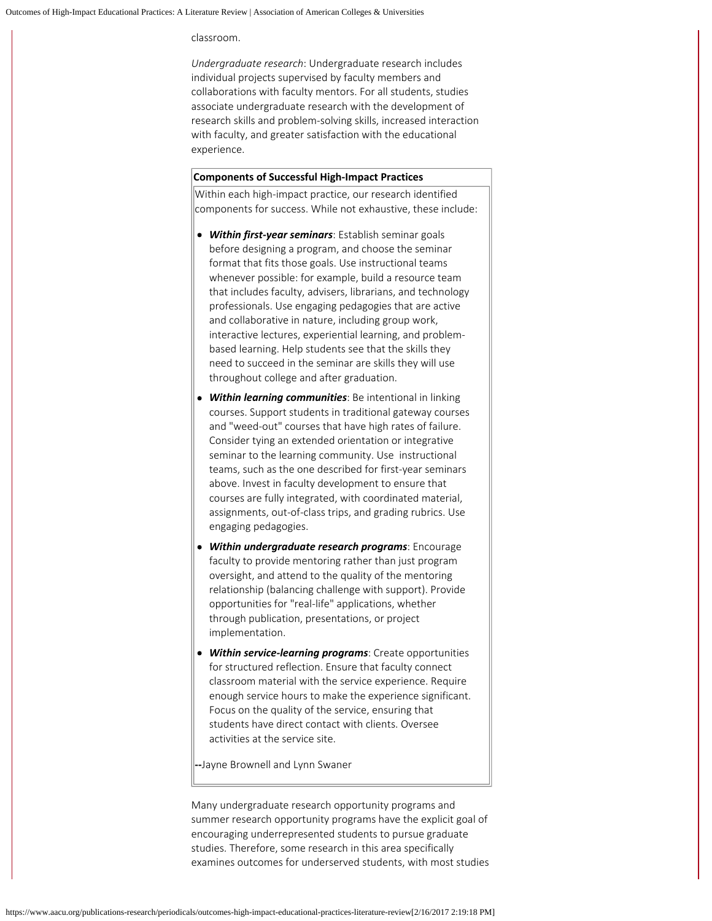classroom.

*Undergraduate research*: Undergraduate research includes individual projects supervised by faculty members and collaborations with faculty mentors. For all students, studies associate undergraduate research with the development of research skills and problem-solving skills, increased interaction with faculty, and greater satisfaction with the educational experience.

**Components of Successful High-Impact Practices**

Within each high-impact practice, our research identified components for success. While not exhaustive, these include:

- ***Within first-year seminars***: Establish seminar goals before designing a program, and choose the seminar format that fits those goals. Use instructional teams whenever possible: for example, build a resource team that includes faculty, advisers, librarians, and technology professionals. Use engaging pedagogies that are active and collaborative in nature, including group work, interactive lectures, experiential learning, and problem-based learning. Help students see that the skills they need to succeed in the seminar are skills they will use throughout college and after graduation.
- ***Within learning communities***: Be intentional in linking courses. Support students in traditional gateway courses and "weed-out" courses that have high rates of failure. Consider tying an extended orientation or integrative seminar to the learning community. Use instructional teams, such as the one described for first-year seminars above. Invest in faculty development to ensure that courses are fully integrated, with coordinated material, assignments, out-of-class trips, and grading rubrics. Use engaging pedagogies.
- ***Within undergraduate research programs***: Encourage faculty to provide mentoring rather than just program oversight, and attend to the quality of the mentoring relationship (balancing challenge with support). Provide opportunities for "real-life" applications, whether through publication, presentations, or project implementation.
- ***Within service-learning programs***: Create opportunities for structured reflection. Ensure that faculty connect classroom material with the service experience. Require enough service hours to make the experience significant. Focus on the quality of the service, ensuring that students have direct contact with clients. Oversee activities at the service site.

**--**Jayne Brownell and Lynn Swaner

Many undergraduate research opportunity programs and summer research opportunity programs have the explicit goal of encouraging underrepresented students to pursue graduate studies. Therefore, some research in this area specifically examines outcomes for underserved students, with most studies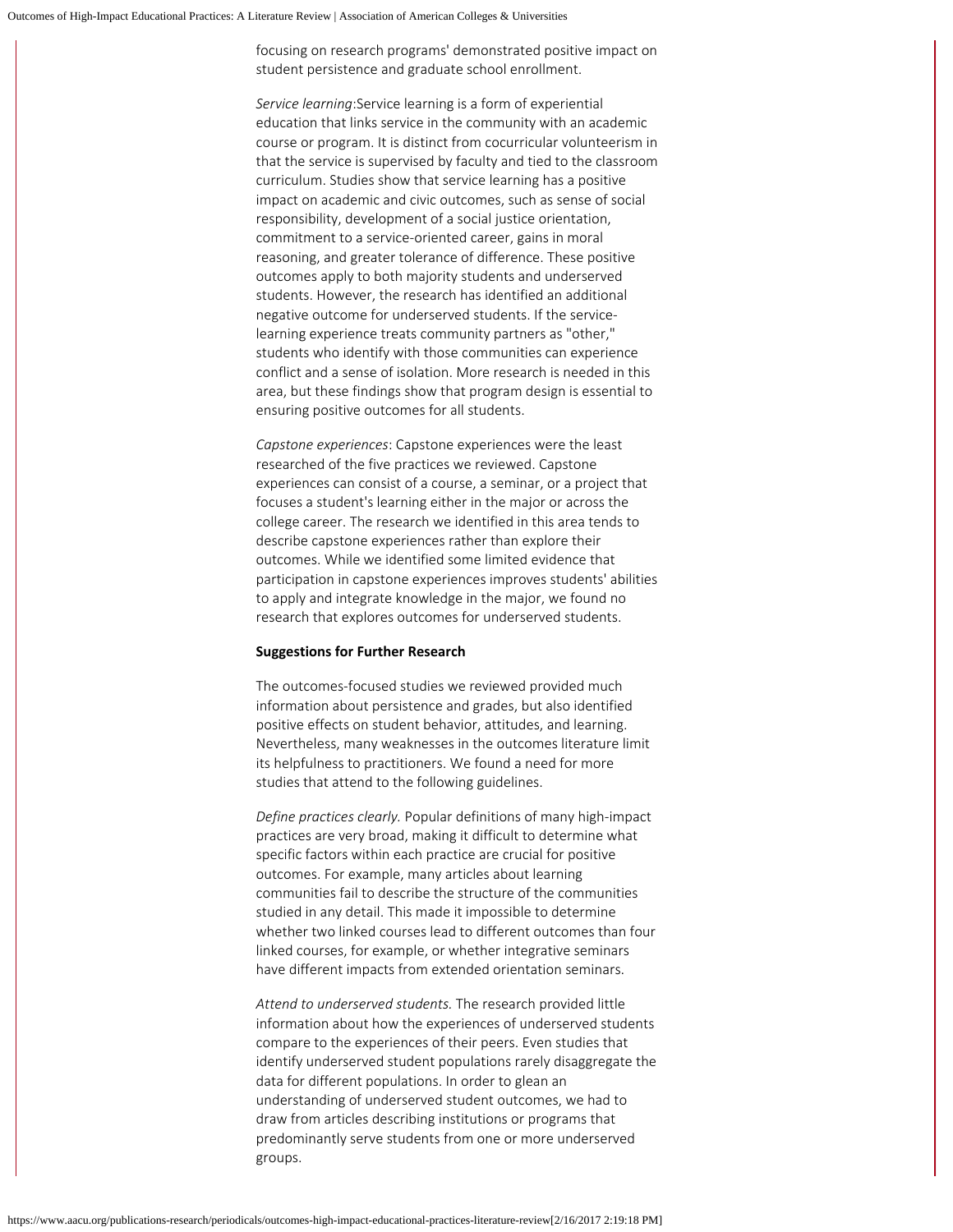focusing on research programs' demonstrated positive impact on student persistence and graduate school enrollment.

*Service learning*:Service learning is a form of experiential education that links service in the community with an academic course or program. It is distinct from cocurricular volunteerism in that the service is supervised by faculty and tied to the classroom curriculum. Studies show that service learning has a positive impact on academic and civic outcomes, such as sense of social responsibility, development of a social justice orientation, commitment to a service-oriented career, gains in moral reasoning, and greater tolerance of difference. These positive outcomes apply to both majority students and underserved students. However, the research has identified an additional negative outcome for underserved students. If the service-learning experience treats community partners as "other," students who identify with those communities can experience conflict and a sense of isolation. More research is needed in this area, but these findings show that program design is essential to ensuring positive outcomes for all students.

*Capstone experiences*: Capstone experiences were the least researched of the five practices we reviewed. Capstone experiences can consist of a course, a seminar, or a project that focuses a student's learning either in the major or across the college career. The research we identified in this area tends to describe capstone experiences rather than explore their outcomes. While we identified some limited evidence that participation in capstone experiences improves students' abilities to apply and integrate knowledge in the major, we found no research that explores outcomes for underserved students.

**Suggestions for Further Research**

The outcomes-focused studies we reviewed provided much information about persistence and grades, but also identified positive effects on student behavior, attitudes, and learning. Nevertheless, many weaknesses in the outcomes literature limit its helpfulness to practitioners. We found a need for more studies that attend to the following guidelines.

*Define practices clearly.* Popular definitions of many high-impact practices are very broad, making it difficult to determine what specific factors within each practice are crucial for positive outcomes. For example, many articles about learning communities fail to describe the structure of the communities studied in any detail. This made it impossible to determine whether two linked courses lead to different outcomes than four linked courses, for example, or whether integrative seminars have different impacts from extended orientation seminars.

*Attend to underserved students.* The research provided little information about how the experiences of underserved students compare to the experiences of their peers. Even studies that identify underserved student populations rarely disaggregate the data for different populations. In order to glean an understanding of underserved student outcomes, we had to draw from articles describing institutions or programs that predominantly serve students from one or more underserved groups.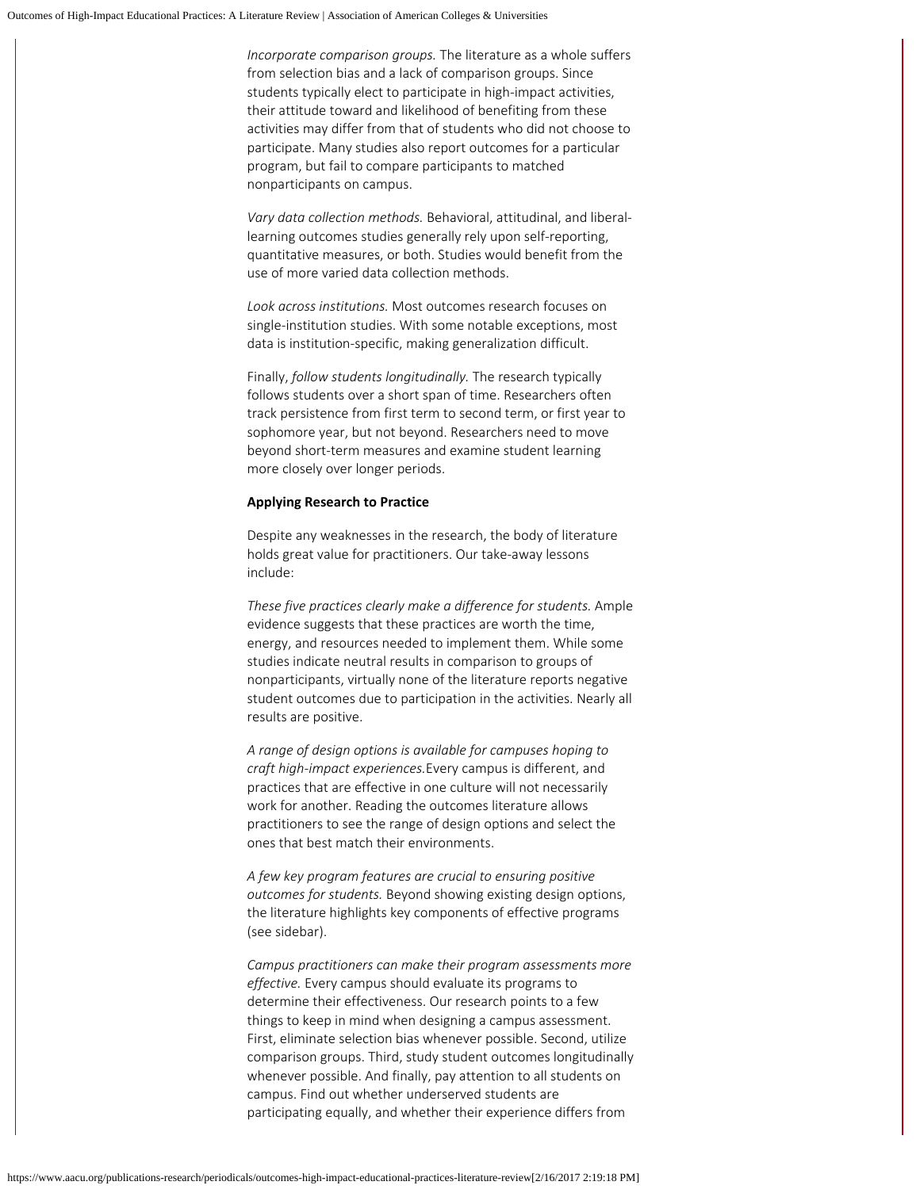*Incorporate comparison groups.* The literature as a whole suffers from selection bias and a lack of comparison groups. Since students typically elect to participate in high-impact activities, their attitude toward and likelihood of benefiting from these activities may differ from that of students who did not choose to participate. Many studies also report outcomes for a particular program, but fail to compare participants to matched nonparticipants on campus.

*Vary data collection methods.* Behavioral, attitudinal, and liberal-learning outcomes studies generally rely upon self-reporting, quantitative measures, or both. Studies would benefit from the use of more varied data collection methods.

*Look across institutions.* Most outcomes research focuses on single-institution studies. With some notable exceptions, most data is institution-specific, making generalization difficult.

Finally, *follow students longitudinally.* The research typically follows students over a short span of time. Researchers often track persistence from first term to second term, or first year to sophomore year, but not beyond. Researchers need to move beyond short-term measures and examine student learning more closely over longer periods.

**Applying Research to Practice**

Despite any weaknesses in the research, the body of literature holds great value for practitioners. Our take-away lessons include:

*These five practices clearly make a difference for students.* Ample evidence suggests that these practices are worth the time, energy, and resources needed to implement them. While some studies indicate neutral results in comparison to groups of nonparticipants, virtually none of the literature reports negative student outcomes due to participation in the activities. Nearly all results are positive.

*A range of design options is available for campuses hoping to craft high-impact experiences.* Every campus is different, and practices that are effective in one culture will not necessarily work for another. Reading the outcomes literature allows practitioners to see the range of design options and select the ones that best match their environments.

*A few key program features are crucial to ensuring positive outcomes for students.* Beyond showing existing design options, the literature highlights key components of effective programs (see sidebar).

*Campus practitioners can make their program assessments more effective.* Every campus should evaluate its programs to determine their effectiveness. Our research points to a few things to keep in mind when designing a campus assessment. First, eliminate selection bias whenever possible. Second, utilize comparison groups. Third, study student outcomes longitudinally whenever possible. And finally, pay attention to all students on campus. Find out whether underserved students are participating equally, and whether their experience differs from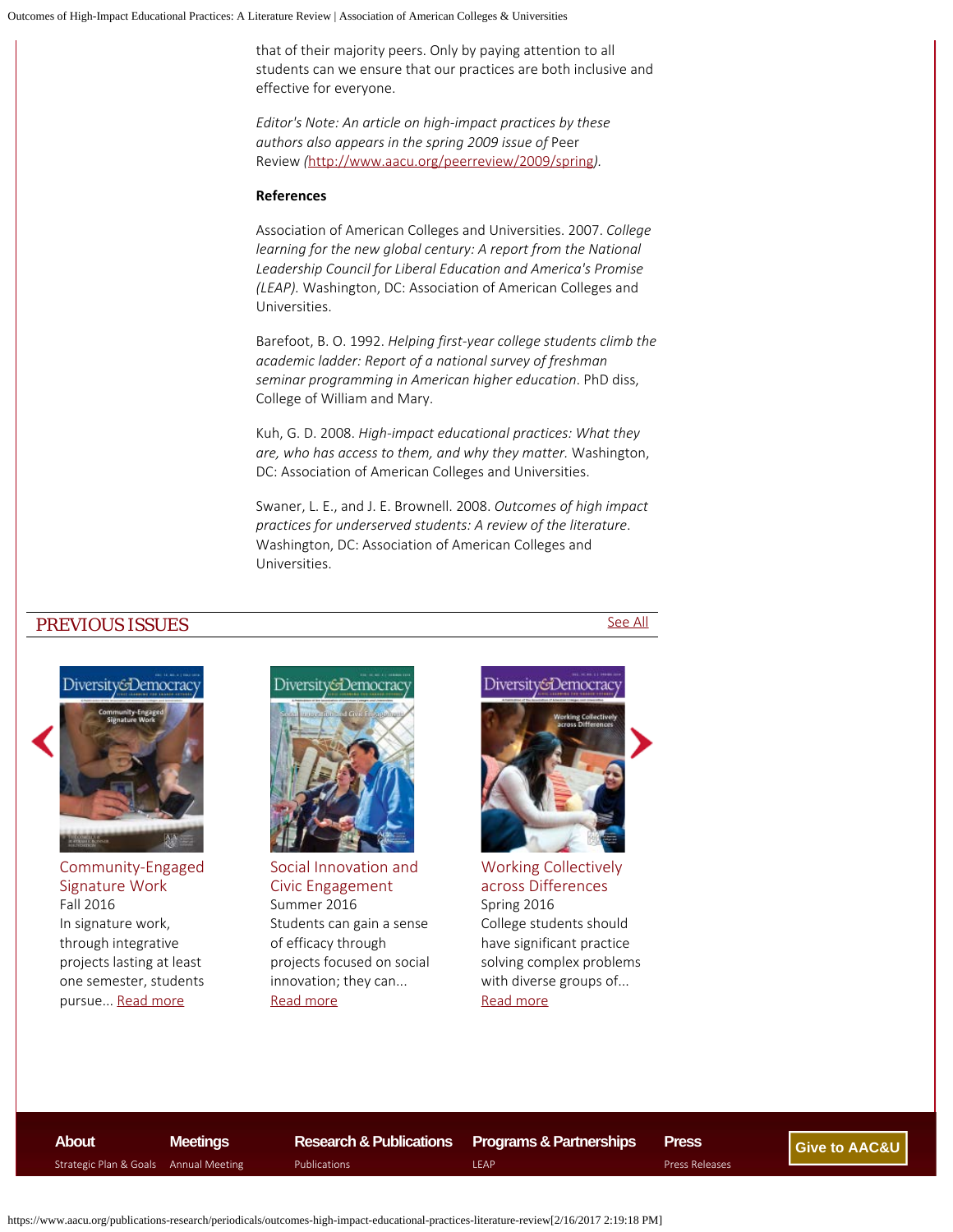that of their majority peers. Only by paying attention to all students can we ensure that our practices are both inclusive and effective for everyone.

*Editor's Note: An article on high-impact practices by these authors also appears in the spring 2009 issue of* Peer Review *(http://www.aacu.org/peerreview/2009/spring).*

**References**

Association of American Colleges and Universities. 2007. *College learning for the new global century: A report from the National Leadership Council for Liberal Education and America's Promise (LEAP).* Washington, DC: Association of American Colleges and Universities.

Barefoot, B. O. 1992. *Helping first-year college students climb the academic ladder: Report of a national survey of freshman seminar programming in American higher education*. PhD diss, College of William and Mary.

Kuh, G. D. 2008. *High-impact educational practices: What they are, who has access to them, and why they matter.* Washington, DC: Association of American Colleges and Universities.

Swaner, L. E., and J. E. Brownell. 2008. *Outcomes of high impact practices for underserved students: A review of the literature*. Washington, DC: Association of American Colleges and Universities.

## PREVIOUS ISSUES

See All

**Community-Engaged Signature Work**
Fall 2016
In signature work, through integrative projects lasting at least one semester, students pursue... Read more

**Social Innovation and Civic Engagement**
Summer 2016
Students can gain a sense of efficacy through projects focused on social innovation; they can... Read more

**Working Collectively across Differences**
Spring 2016
College students should have significant practice solving complex problems with diverse groups of... Read more

**About** — Strategic Plan & Goals
**Meetings** — Annual Meeting
**Research & Publications** — Publications
**Programs & Partnerships** — LEAP
**Press** — Press Releases
**Give to AAC&U**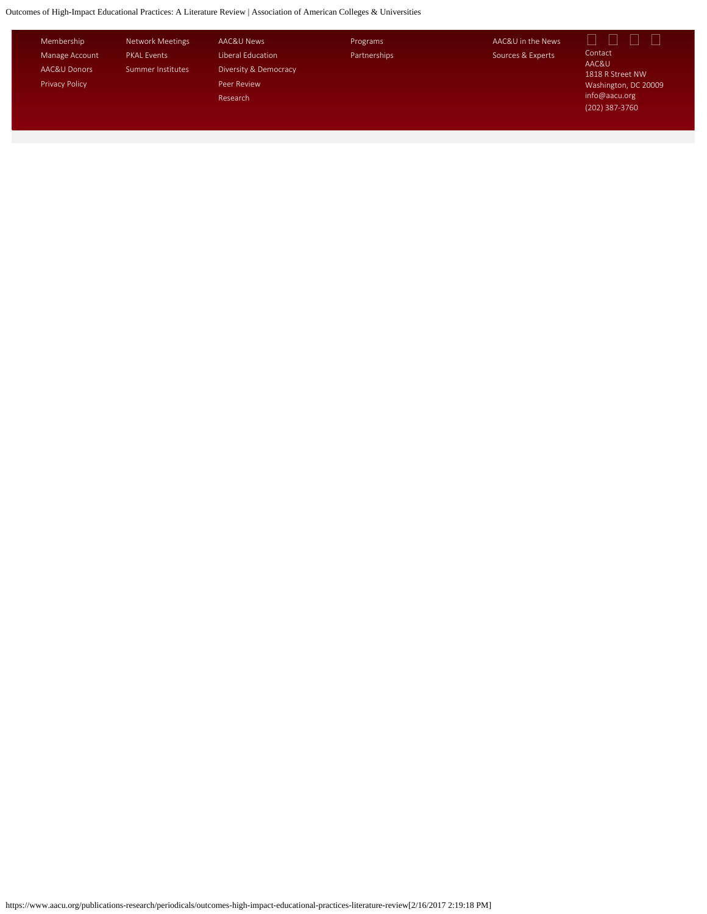Membership
Manage Account
AAC&U Donors
Privacy Policy

Network Meetings
PKAL Events
Summer Institutes

AAC&U News
Liberal Education
Diversity & Democracy
Peer Review
Research

Programs
Partnerships

AAC&U in the News
Sources & Experts

Contact
AAC&U
1818 R Street NW
Washington, DC 20009
info@aacu.org
(202) 387-3760